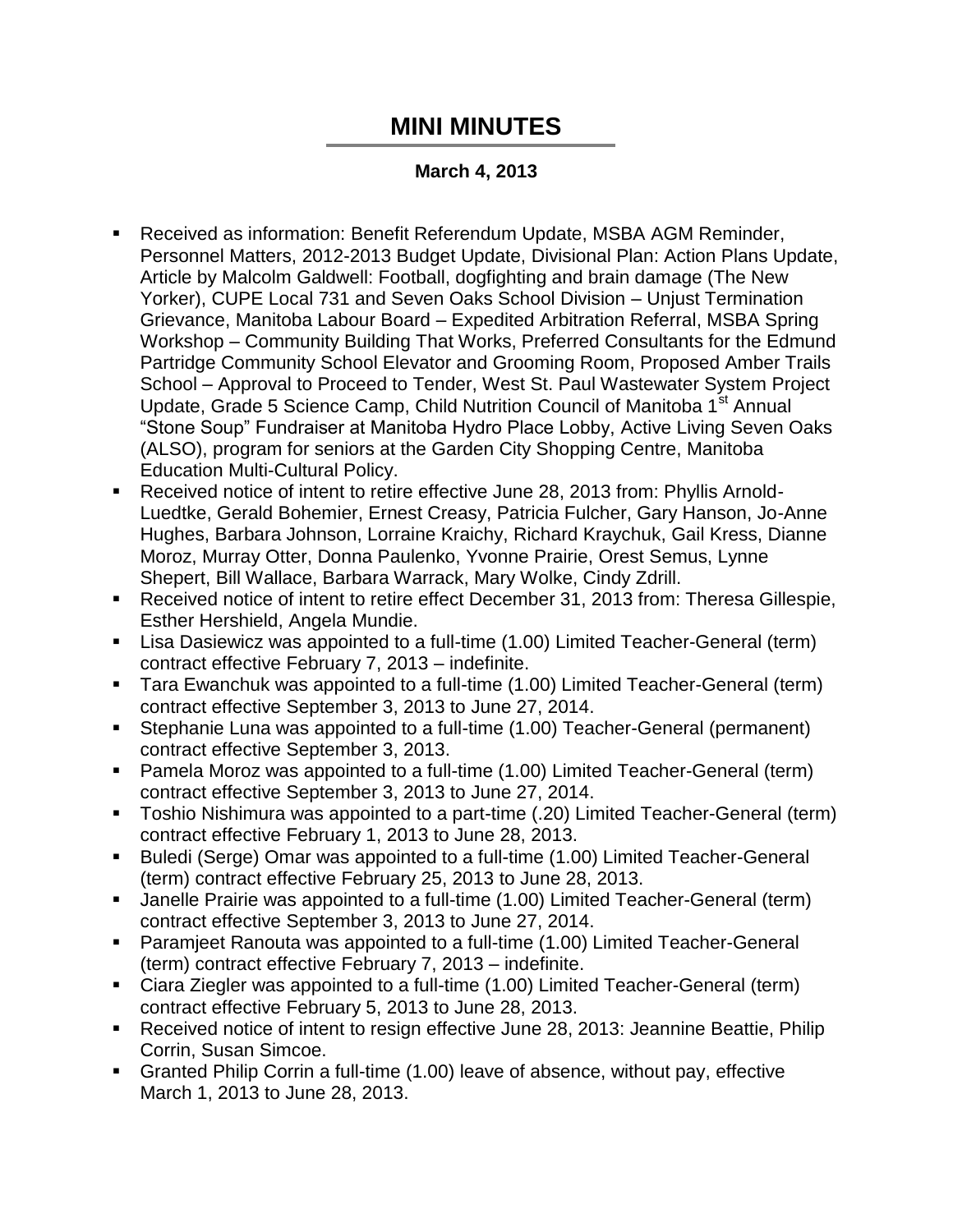# MINI MINUTES

**March 4, 2013**

- Received as information: Benefit Referendum Update, MSBA AGM Reminder, Personnel Matters, 2012-2013 Budget Update, Divisional Plan: Action Plans Update, Article by Malcolm Galdwell: Football, dogfighting and brain damage (The New Yorker), CUPE Local 731 and Seven Oaks School Division – Unjust Termination Grievance, Manitoba Labour Board – Expedited Arbitration Referral, MSBA Spring Workshop – Community Building That Works, Preferred Consultants for the Edmund Partridge Community School Elevator and Grooming Room, Proposed Amber Trails School – Approval to Proceed to Tender, West St. Paul Wastewater System Project Update, Grade 5 Science Camp, Child Nutrition Council of Manitoba 1st Annual "Stone Soup" Fundraiser at Manitoba Hydro Place Lobby, Active Living Seven Oaks (ALSO), program for seniors at the Garden City Shopping Centre, Manitoba Education Multi-Cultural Policy.
- Received notice of intent to retire effective June 28, 2013 from: Phyllis Arnold-Luedtke, Gerald Bohemier, Ernest Creasy, Patricia Fulcher, Gary Hanson, Jo-Anne Hughes, Barbara Johnson, Lorraine Kraichy, Richard Kraychuk, Gail Kress, Dianne Moroz, Murray Otter, Donna Paulenko, Yvonne Prairie, Orest Semus, Lynne Shepert, Bill Wallace, Barbara Warrack, Mary Wolke, Cindy Zdrill.
- Received notice of intent to retire effect December 31, 2013 from: Theresa Gillespie, Esther Hershield, Angela Mundie.
- Lisa Dasiewicz was appointed to a full-time (1.00) Limited Teacher-General (term) contract effective February 7, 2013 – indefinite.
- Tara Ewanchuk was appointed to a full-time (1.00) Limited Teacher-General (term) contract effective September 3, 2013 to June 27, 2014.
- Stephanie Luna was appointed to a full-time (1.00) Teacher-General (permanent) contract effective September 3, 2013.
- Pamela Moroz was appointed to a full-time (1.00) Limited Teacher-General (term) contract effective September 3, 2013 to June 27, 2014.
- Toshio Nishimura was appointed to a part-time (.20) Limited Teacher-General (term) contract effective February 1, 2013 to June 28, 2013.
- Buledi (Serge) Omar was appointed to a full-time (1.00) Limited Teacher-General (term) contract effective February 25, 2013 to June 28, 2013.
- Janelle Prairie was appointed to a full-time (1.00) Limited Teacher-General (term) contract effective September 3, 2013 to June 27, 2014.
- Paramjeet Ranouta was appointed to a full-time (1.00) Limited Teacher-General (term) contract effective February 7, 2013 – indefinite.
- Ciara Ziegler was appointed to a full-time (1.00) Limited Teacher-General (term) contract effective February 5, 2013 to June 28, 2013.
- Received notice of intent to resign effective June 28, 2013: Jeannine Beattie, Philip Corrin, Susan Simcoe.
- Granted Philip Corrin a full-time (1.00) leave of absence, without pay, effective March 1, 2013 to June 28, 2013.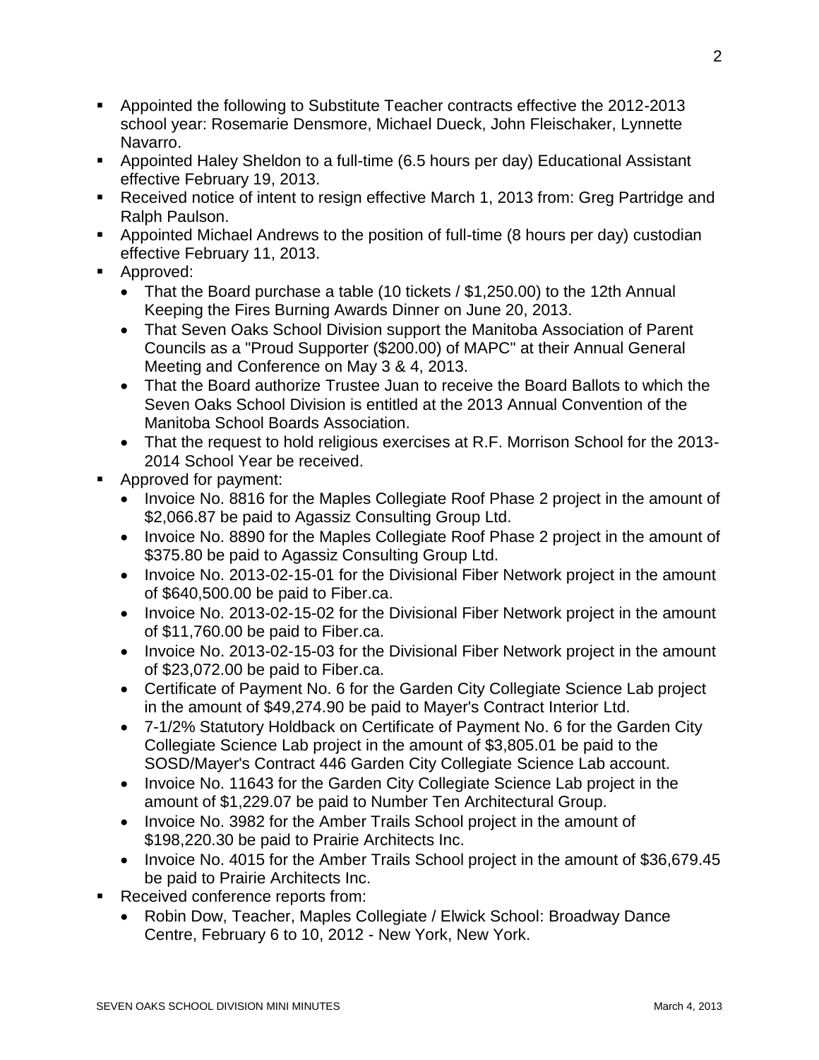- Appointed the following to Substitute Teacher contracts effective the 2012-2013 school year: Rosemarie Densmore, Michael Dueck, John Fleischaker, Lynnette Navarro.
- Appointed Haley Sheldon to a full-time (6.5 hours per day) Educational Assistant effective February 19, 2013.
- Received notice of intent to resign effective March 1, 2013 from: Greg Partridge and Ralph Paulson.
- Appointed Michael Andrews to the position of full-time (8 hours per day) custodian effective February 11, 2013.
- Approved:
  - That the Board purchase a table (10 tickets / $1,250.00) to the 12th Annual Keeping the Fires Burning Awards Dinner on June 20, 2013.
  - That Seven Oaks School Division support the Manitoba Association of Parent Councils as a "Proud Supporter ($200.00) of MAPC" at their Annual General Meeting and Conference on May 3 & 4, 2013.
  - That the Board authorize Trustee Juan to receive the Board Ballots to which the Seven Oaks School Division is entitled at the 2013 Annual Convention of the Manitoba School Boards Association.
  - That the request to hold religious exercises at R.F. Morrison School for the 2013-2014 School Year be received.
- Approved for payment:
  - Invoice No. 8816 for the Maples Collegiate Roof Phase 2 project in the amount of $2,066.87 be paid to Agassiz Consulting Group Ltd.
  - Invoice No. 8890 for the Maples Collegiate Roof Phase 2 project in the amount of $375.80 be paid to Agassiz Consulting Group Ltd.
  - Invoice No. 2013-02-15-01 for the Divisional Fiber Network project in the amount of $640,500.00 be paid to Fiber.ca.
  - Invoice No. 2013-02-15-02 for the Divisional Fiber Network project in the amount of $11,760.00 be paid to Fiber.ca.
  - Invoice No. 2013-02-15-03 for the Divisional Fiber Network project in the amount of $23,072.00 be paid to Fiber.ca.
  - Certificate of Payment No. 6 for the Garden City Collegiate Science Lab project in the amount of $49,274.90 be paid to Mayer's Contract Interior Ltd.
  - 7-1/2% Statutory Holdback on Certificate of Payment No. 6 for the Garden City Collegiate Science Lab project in the amount of $3,805.01 be paid to the SOSD/Mayer's Contract 446 Garden City Collegiate Science Lab account.
  - Invoice No. 11643 for the Garden City Collegiate Science Lab project in the amount of $1,229.07 be paid to Number Ten Architectural Group.
  - Invoice No. 3982 for the Amber Trails School project in the amount of $198,220.30 be paid to Prairie Architects Inc.
  - Invoice No. 4015 for the Amber Trails School project in the amount of $36,679.45 be paid to Prairie Architects Inc.
- Received conference reports from:
  - Robin Dow, Teacher, Maples Collegiate / Elwick School: Broadway Dance Centre, February 6 to 10, 2012 - New York, New York.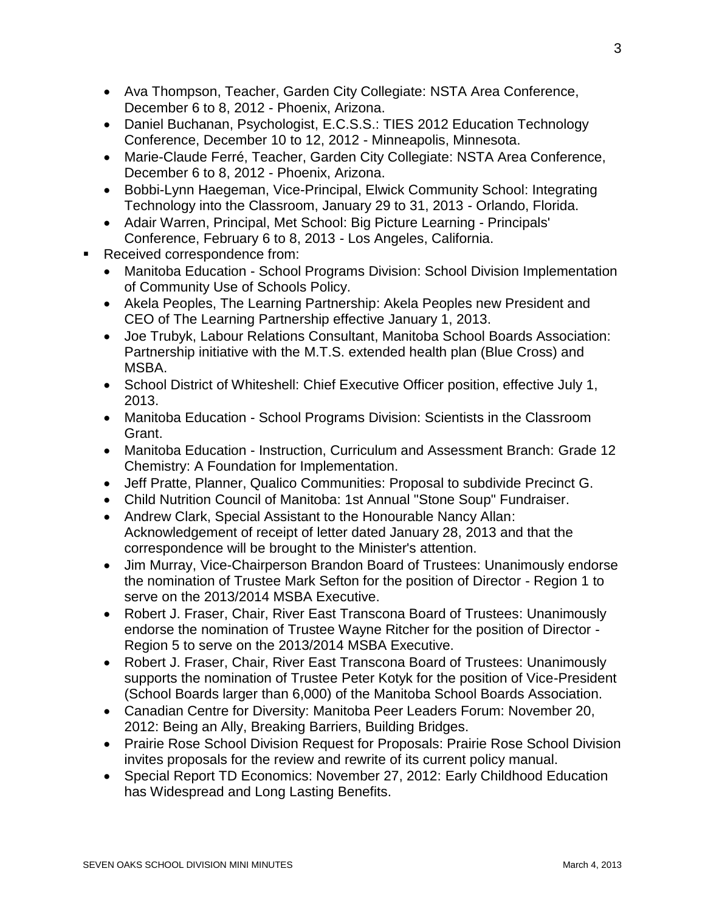- Ava Thompson, Teacher, Garden City Collegiate: NSTA Area Conference, December 6 to 8, 2012 - Phoenix, Arizona.
    - Daniel Buchanan, Psychologist, E.C.S.S.: TIES 2012 Education Technology Conference, December 10 to 12, 2012 - Minneapolis, Minnesota.
    - Marie-Claude Ferré, Teacher, Garden City Collegiate: NSTA Area Conference, December 6 to 8, 2012 - Phoenix, Arizona.
    - Bobbi-Lynn Haegeman, Vice-Principal, Elwick Community School: Integrating Technology into the Classroom, January 29 to 31, 2013 - Orlando, Florida.
    - Adair Warren, Principal, Met School: Big Picture Learning - Principals' Conference, February 6 to 8, 2013 - Los Angeles, California.
- Received correspondence from:
    - Manitoba Education - School Programs Division: School Division Implementation of Community Use of Schools Policy.
    - Akela Peoples, The Learning Partnership: Akela Peoples new President and CEO of The Learning Partnership effective January 1, 2013.
    - Joe Trubyk, Labour Relations Consultant, Manitoba School Boards Association: Partnership initiative with the M.T.S. extended health plan (Blue Cross) and MSBA.
    - School District of Whiteshell: Chief Executive Officer position, effective July 1, 2013.
    - Manitoba Education - School Programs Division: Scientists in the Classroom Grant.
    - Manitoba Education - Instruction, Curriculum and Assessment Branch: Grade 12 Chemistry: A Foundation for Implementation.
    - Jeff Pratte, Planner, Qualico Communities: Proposal to subdivide Precinct G.
    - Child Nutrition Council of Manitoba: 1st Annual "Stone Soup" Fundraiser.
    - Andrew Clark, Special Assistant to the Honourable Nancy Allan: Acknowledgement of receipt of letter dated January 28, 2013 and that the correspondence will be brought to the Minister's attention.
    - Jim Murray, Vice-Chairperson Brandon Board of Trustees: Unanimously endorse the nomination of Trustee Mark Sefton for the position of Director - Region 1 to serve on the 2013/2014 MSBA Executive.
    - Robert J. Fraser, Chair, River East Transcona Board of Trustees: Unanimously endorse the nomination of Trustee Wayne Ritcher for the position of Director - Region 5 to serve on the 2013/2014 MSBA Executive.
    - Robert J. Fraser, Chair, River East Transcona Board of Trustees: Unanimously supports the nomination of Trustee Peter Kotyk for the position of Vice-President (School Boards larger than 6,000) of the Manitoba School Boards Association.
    - Canadian Centre for Diversity: Manitoba Peer Leaders Forum: November 20, 2012: Being an Ally, Breaking Barriers, Building Bridges.
    - Prairie Rose School Division Request for Proposals: Prairie Rose School Division invites proposals for the review and rewrite of its current policy manual.
    - Special Report TD Economics: November 27, 2012: Early Childhood Education has Widespread and Long Lasting Benefits.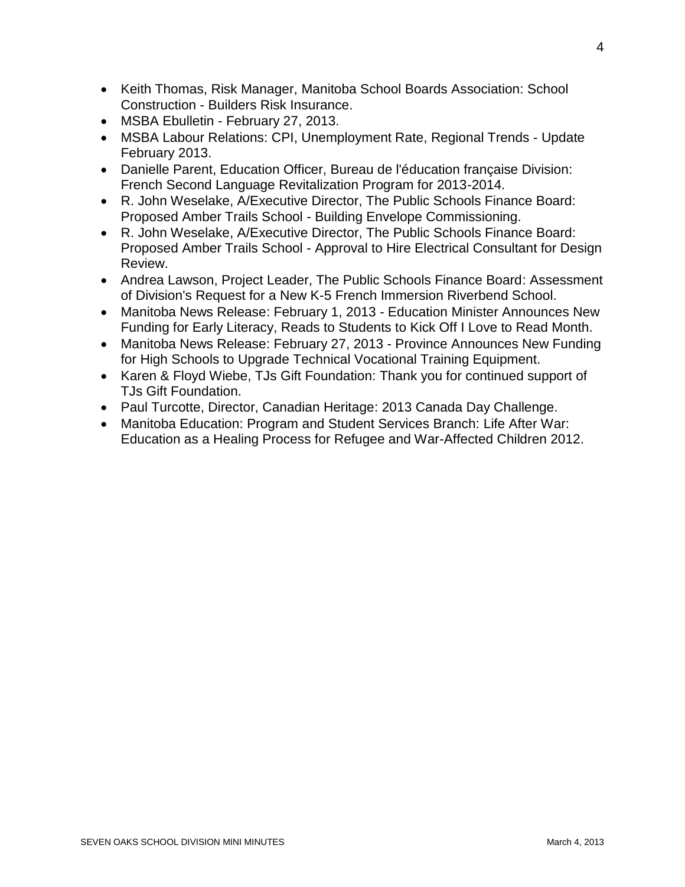- Keith Thomas, Risk Manager, Manitoba School Boards Association: School Construction - Builders Risk Insurance.
- MSBA Ebulletin - February 27, 2013.
- MSBA Labour Relations: CPI, Unemployment Rate, Regional Trends - Update February 2013.
- Danielle Parent, Education Officer, Bureau de l'éducation française Division: French Second Language Revitalization Program for 2013-2014.
- R. John Weselake, A/Executive Director, The Public Schools Finance Board: Proposed Amber Trails School - Building Envelope Commissioning.
- R. John Weselake, A/Executive Director, The Public Schools Finance Board: Proposed Amber Trails School - Approval to Hire Electrical Consultant for Design Review.
- Andrea Lawson, Project Leader, The Public Schools Finance Board: Assessment of Division's Request for a New K-5 French Immersion Riverbend School.
- Manitoba News Release: February 1, 2013 - Education Minister Announces New Funding for Early Literacy, Reads to Students to Kick Off I Love to Read Month.
- Manitoba News Release: February 27, 2013 - Province Announces New Funding for High Schools to Upgrade Technical Vocational Training Equipment.
- Karen & Floyd Wiebe, TJs Gift Foundation: Thank you for continued support of TJs Gift Foundation.
- Paul Turcotte, Director, Canadian Heritage: 2013 Canada Day Challenge.
- Manitoba Education: Program and Student Services Branch: Life After War: Education as a Healing Process for Refugee and War-Affected Children 2012.